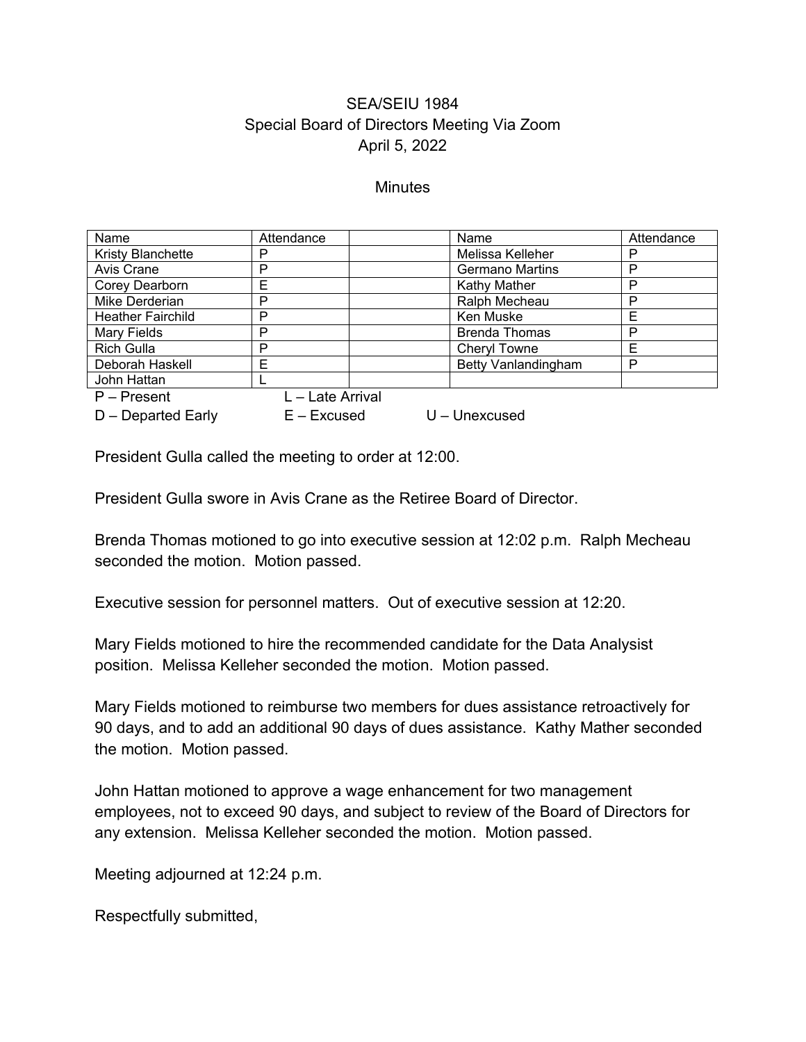SEA/SEIU 1984
Special Board of Directors Meeting Via Zoom
April 5, 2022

Minutes

| Name | Attendance | | Name | Attendance |
|---|---|---|---|---|
| Kristy Blanchette | P | | Melissa Kelleher | P |
| Avis Crane | P | | Germano Martins | P |
| Corey Dearborn | E | | Kathy Mather | P |
| Mike Derderian | P | | Ralph Mecheau | P |
| Heather Fairchild | P | | Ken Muske | E |
| Mary Fields | P | | Brenda Thomas | P |
| Rich Gulla | P | | Cheryl Towne | E |
| Deborah Haskell | E | | Betty Vanlandingham | P |
| John Hattan | L | | | |

P – Present L – Late Arrival
D – Departed Early E – Excused U – Unexcused

President Gulla called the meeting to order at 12:00.

President Gulla swore in Avis Crane as the Retiree Board of Director.

Brenda Thomas motioned to go into executive session at 12:02 p.m. Ralph Mecheau seconded the motion. Motion passed.

Executive session for personnel matters. Out of executive session at 12:20.

Mary Fields motioned to hire the recommended candidate for the Data Analysist position. Melissa Kelleher seconded the motion. Motion passed.

Mary Fields motioned to reimburse two members for dues assistance retroactively for 90 days, and to add an additional 90 days of dues assistance. Kathy Mather seconded the motion. Motion passed.

John Hattan motioned to approve a wage enhancement for two management employees, not to exceed 90 days, and subject to review of the Board of Directors for any extension. Melissa Kelleher seconded the motion. Motion passed.

Meeting adjourned at 12:24 p.m.

Respectfully submitted,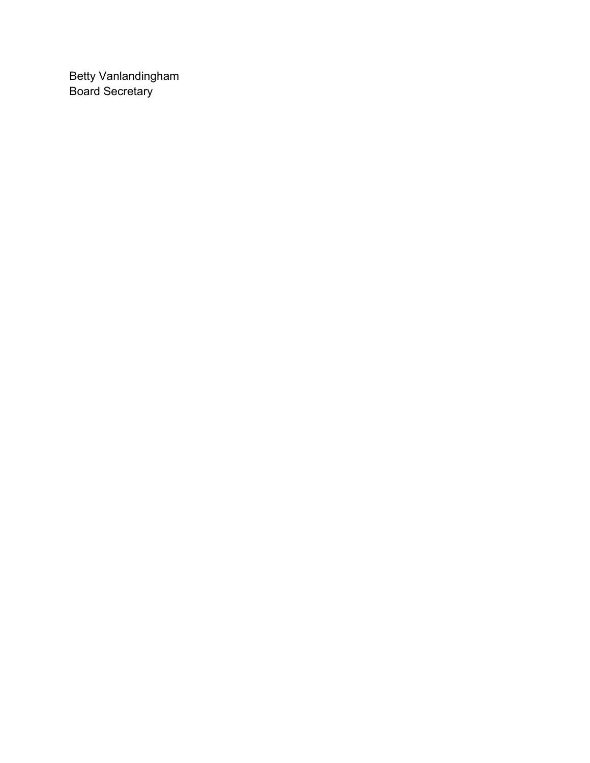Betty Vanlandingham
Board Secretary